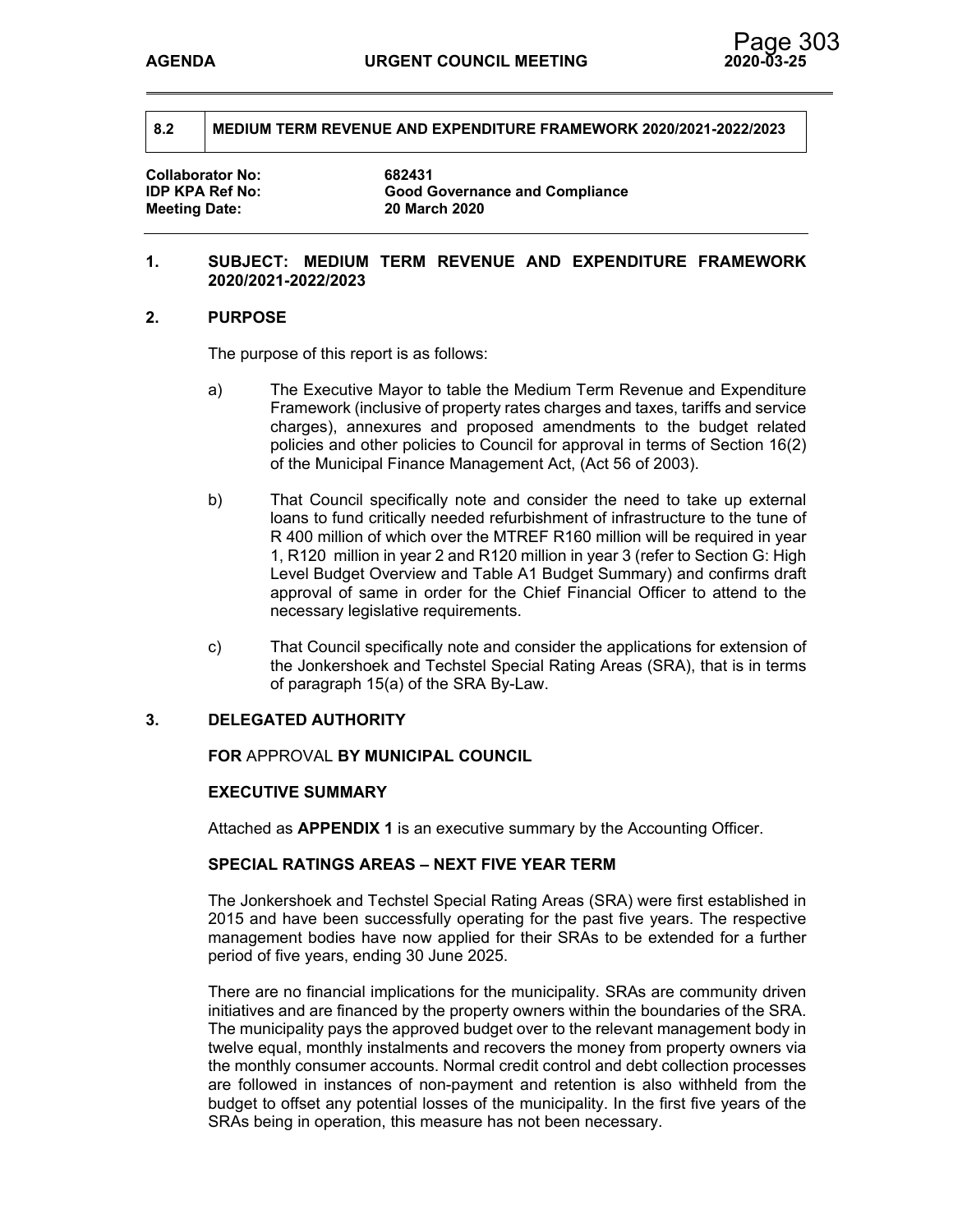| 8.2 | MEDIUM TERM REVENUE AND EXPENDITURE FRAMEWORK 2020/2021-2022/2023 |
|---|---|

**Collaborator No:** 682431
**IDP KPA Ref No:** Good Governance and Compliance
**Meeting Date:** 20 March 2020

## 1. SUBJECT: MEDIUM TERM REVENUE AND EXPENDITURE FRAMEWORK 2020/2021-2022/2023

## 2. PURPOSE

The purpose of this report is as follows:

a) The Executive Mayor to table the Medium Term Revenue and Expenditure Framework (inclusive of property rates charges and taxes, tariffs and service charges), annexures and proposed amendments to the budget related policies and other policies to Council for approval in terms of Section 16(2) of the Municipal Finance Management Act, (Act 56 of 2003).

b) That Council specifically note and consider the need to take up external loans to fund critically needed refurbishment of infrastructure to the tune of R 400 million of which over the MTREF R160 million will be required in year 1, R120 million in year 2 and R120 million in year 3 (refer to Section G: High Level Budget Overview and Table A1 Budget Summary) and confirms draft approval of same in order for the Chief Financial Officer to attend to the necessary legislative requirements.

c) That Council specifically note and consider the applications for extension of the Jonkershoek and Techstel Special Rating Areas (SRA), that is in terms of paragraph 15(a) of the SRA By-Law.

## 3. DELEGATED AUTHORITY

**FOR** APPROVAL **BY MUNICIPAL COUNCIL**

**EXECUTIVE SUMMARY**

Attached as **APPENDIX 1** is an executive summary by the Accounting Officer.

**SPECIAL RATINGS AREAS – NEXT FIVE YEAR TERM**

The Jonkershoek and Techstel Special Rating Areas (SRA) were first established in 2015 and have been successfully operating for the past five years. The respective management bodies have now applied for their SRAs to be extended for a further period of five years, ending 30 June 2025.

There are no financial implications for the municipality. SRAs are community driven initiatives and are financed by the property owners within the boundaries of the SRA. The municipality pays the approved budget over to the relevant management body in twelve equal, monthly instalments and recovers the money from property owners via the monthly consumer accounts. Normal credit control and debt collection processes are followed in instances of non-payment and retention is also withheld from the budget to offset any potential losses of the municipality. In the first five years of the SRAs being in operation, this measure has not been necessary.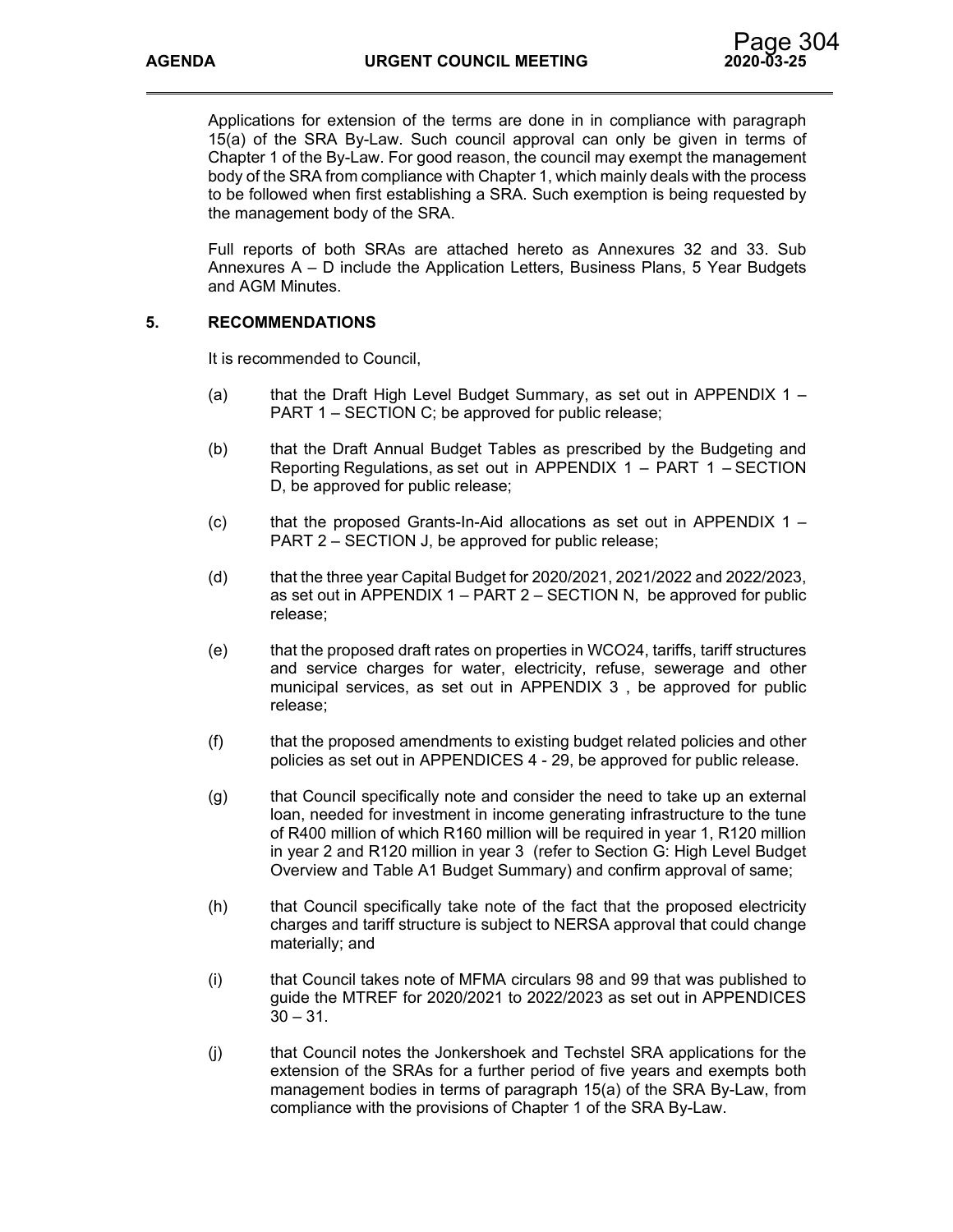Applications for extension of the terms are done in in compliance with paragraph 15(a) of the SRA By-Law. Such council approval can only be given in terms of Chapter 1 of the By-Law. For good reason, the council may exempt the management body of the SRA from compliance with Chapter 1, which mainly deals with the process to be followed when first establishing a SRA. Such exemption is being requested by the management body of the SRA.

Full reports of both SRAs are attached hereto as Annexures 32 and 33. Sub Annexures A – D include the Application Letters, Business Plans, 5 Year Budgets and AGM Minutes.

## 5. RECOMMENDATIONS

It is recommended to Council,

(a) that the Draft High Level Budget Summary, as set out in APPENDIX 1 – PART 1 – SECTION C; be approved for public release;

(b) that the Draft Annual Budget Tables as prescribed by the Budgeting and Reporting Regulations, as set out in APPENDIX 1 – PART 1 – SECTION D, be approved for public release;

(c) that the proposed Grants-In-Aid allocations as set out in APPENDIX 1 – PART 2 – SECTION J, be approved for public release;

(d) that the three year Capital Budget for 2020/2021, 2021/2022 and 2022/2023, as set out in APPENDIX 1 – PART 2 – SECTION N, be approved for public release;

(e) that the proposed draft rates on properties in WCO24, tariffs, tariff structures and service charges for water, electricity, refuse, sewerage and other municipal services, as set out in APPENDIX 3 , be approved for public release;

(f) that the proposed amendments to existing budget related policies and other policies as set out in APPENDICES 4 - 29, be approved for public release.

(g) that Council specifically note and consider the need to take up an external loan, needed for investment in income generating infrastructure to the tune of R400 million of which R160 million will be required in year 1, R120 million in year 2 and R120 million in year 3 (refer to Section G: High Level Budget Overview and Table A1 Budget Summary) and confirm approval of same;

(h) that Council specifically take note of the fact that the proposed electricity charges and tariff structure is subject to NERSA approval that could change materially; and

(i) that Council takes note of MFMA circulars 98 and 99 that was published to guide the MTREF for 2020/2021 to 2022/2023 as set out in APPENDICES 30 – 31.

(j) that Council notes the Jonkershoek and Techstel SRA applications for the extension of the SRAs for a further period of five years and exempts both management bodies in terms of paragraph 15(a) of the SRA By-Law, from compliance with the provisions of Chapter 1 of the SRA By-Law.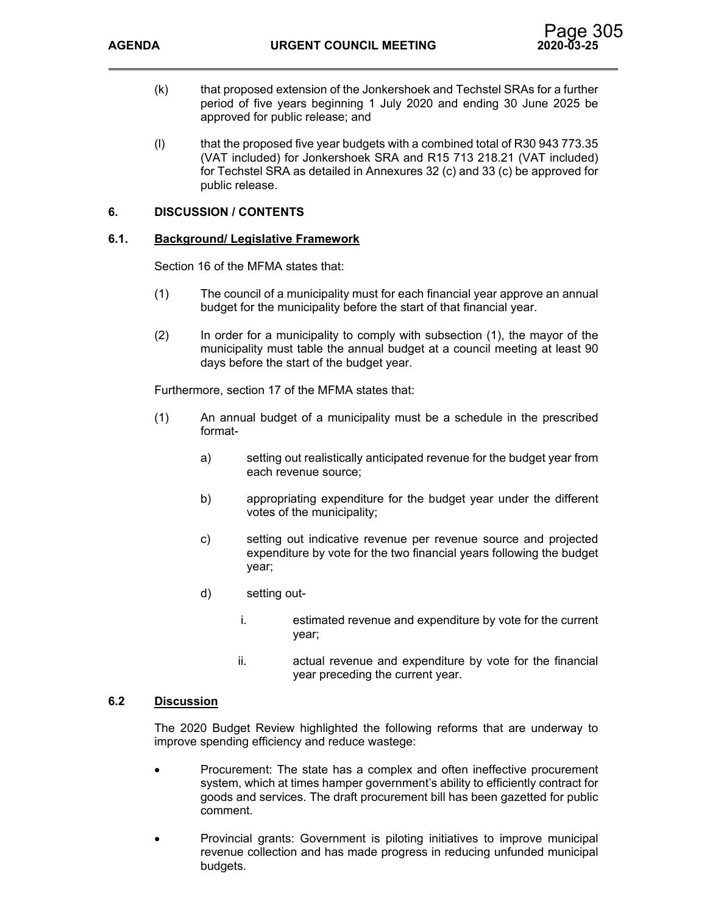(k) that proposed extension of the Jonkershoek and Techstel SRAs for a further period of five years beginning 1 July 2020 and ending 30 June 2025 be approved for public release; and

(l) that the proposed five year budgets with a combined total of R30 943 773.35 (VAT included) for Jonkershoek SRA and R15 713 218.21 (VAT included) for Techstel SRA as detailed in Annexures 32 (c) and 33 (c) be approved for public release.

## 6. DISCUSSION / CONTENTS

### 6.1. Background/ Legislative Framework

Section 16 of the MFMA states that:

(1) The council of a municipality must for each financial year approve an annual budget for the municipality before the start of that financial year.

(2) In order for a municipality to comply with subsection (1), the mayor of the municipality must table the annual budget at a council meeting at least 90 days before the start of the budget year.

Furthermore, section 17 of the MFMA states that:

(1) An annual budget of a municipality must be a schedule in the prescribed format-

a) setting out realistically anticipated revenue for the budget year from each revenue source;

b) appropriating expenditure for the budget year under the different votes of the municipality;

c) setting out indicative revenue per revenue source and projected expenditure by vote for the two financial years following the budget year;

d) setting out-

i. estimated revenue and expenditure by vote for the current year;

ii. actual revenue and expenditure by vote for the financial year preceding the current year.

### 6.2 Discussion

The 2020 Budget Review highlighted the following reforms that are underway to improve spending efficiency and reduce wastege:

- Procurement: The state has a complex and often ineffective procurement system, which at times hamper government's ability to efficiently contract for goods and services. The draft procurement bill has been gazetted for public comment.
- Provincial grants: Government is piloting initiatives to improve municipal revenue collection and has made progress in reducing unfunded municipal budgets.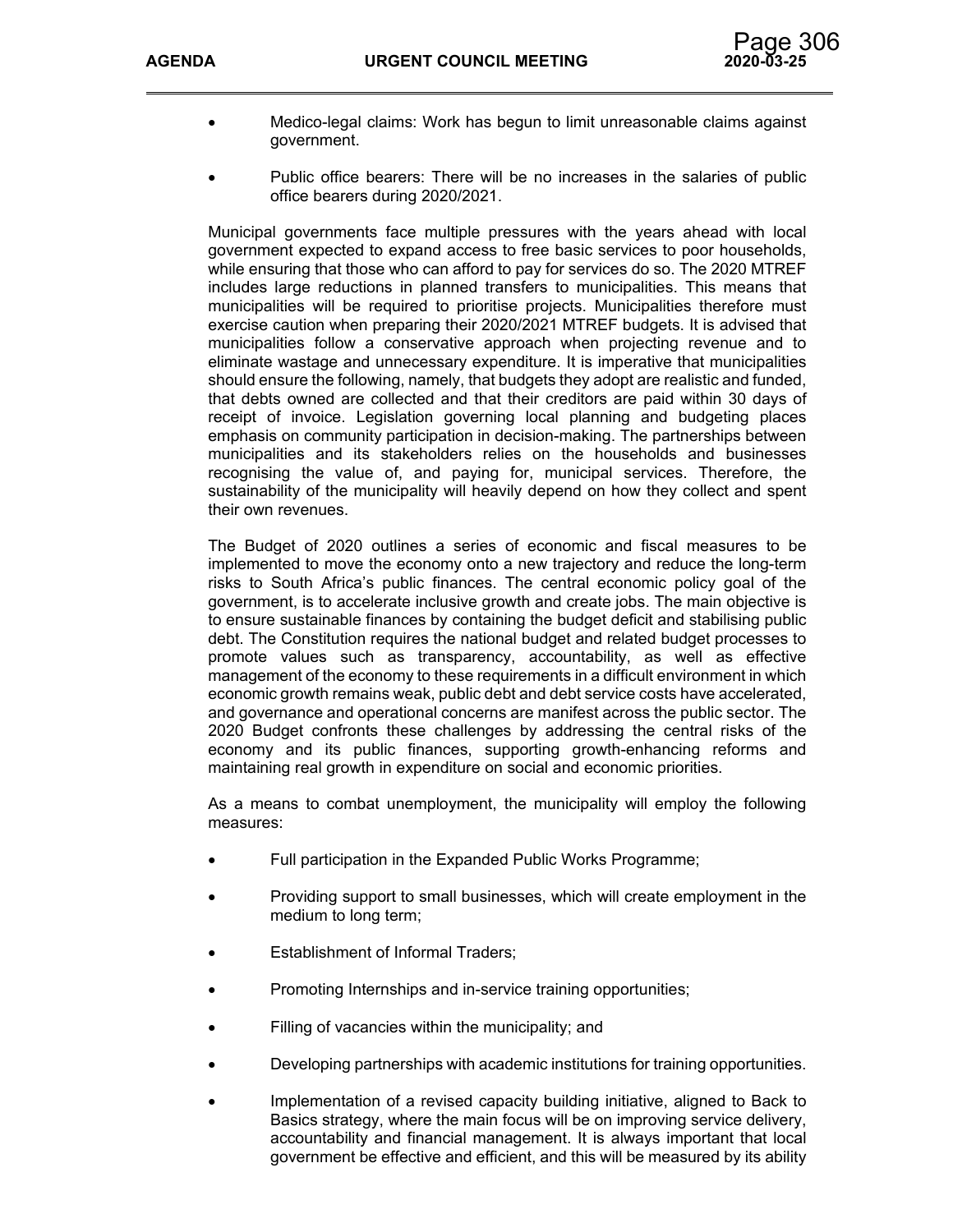- Medico-legal claims: Work has begun to limit unreasonable claims against government.

- Public office bearers: There will be no increases in the salaries of public office bearers during 2020/2021.

Municipal governments face multiple pressures with the years ahead with local government expected to expand access to free basic services to poor households, while ensuring that those who can afford to pay for services do so. The 2020 MTREF includes large reductions in planned transfers to municipalities. This means that municipalities will be required to prioritise projects. Municipalities therefore must exercise caution when preparing their 2020/2021 MTREF budgets. It is advised that municipalities follow a conservative approach when projecting revenue and to eliminate wastage and unnecessary expenditure. It is imperative that municipalities should ensure the following, namely, that budgets they adopt are realistic and funded, that debts owned are collected and that their creditors are paid within 30 days of receipt of invoice. Legislation governing local planning and budgeting places emphasis on community participation in decision-making. The partnerships between municipalities and its stakeholders relies on the households and businesses recognising the value of, and paying for, municipal services. Therefore, the sustainability of the municipality will heavily depend on how they collect and spent their own revenues.

The Budget of 2020 outlines a series of economic and fiscal measures to be implemented to move the economy onto a new trajectory and reduce the long-term risks to South Africa's public finances. The central economic policy goal of the government, is to accelerate inclusive growth and create jobs. The main objective is to ensure sustainable finances by containing the budget deficit and stabilising public debt. The Constitution requires the national budget and related budget processes to promote values such as transparency, accountability, as well as effective management of the economy to these requirements in a difficult environment in which economic growth remains weak, public debt and debt service costs have accelerated, and governance and operational concerns are manifest across the public sector. The 2020 Budget confronts these challenges by addressing the central risks of the economy and its public finances, supporting growth-enhancing reforms and maintaining real growth in expenditure on social and economic priorities.

As a means to combat unemployment, the municipality will employ the following measures:

- Full participation in the Expanded Public Works Programme;

- Providing support to small businesses, which will create employment in the medium to long term;

- Establishment of Informal Traders;

- Promoting Internships and in-service training opportunities;

- Filling of vacancies within the municipality; and

- Developing partnerships with academic institutions for training opportunities.

- Implementation of a revised capacity building initiative, aligned to Back to Basics strategy, where the main focus will be on improving service delivery, accountability and financial management. It is always important that local government be effective and efficient, and this will be measured by its ability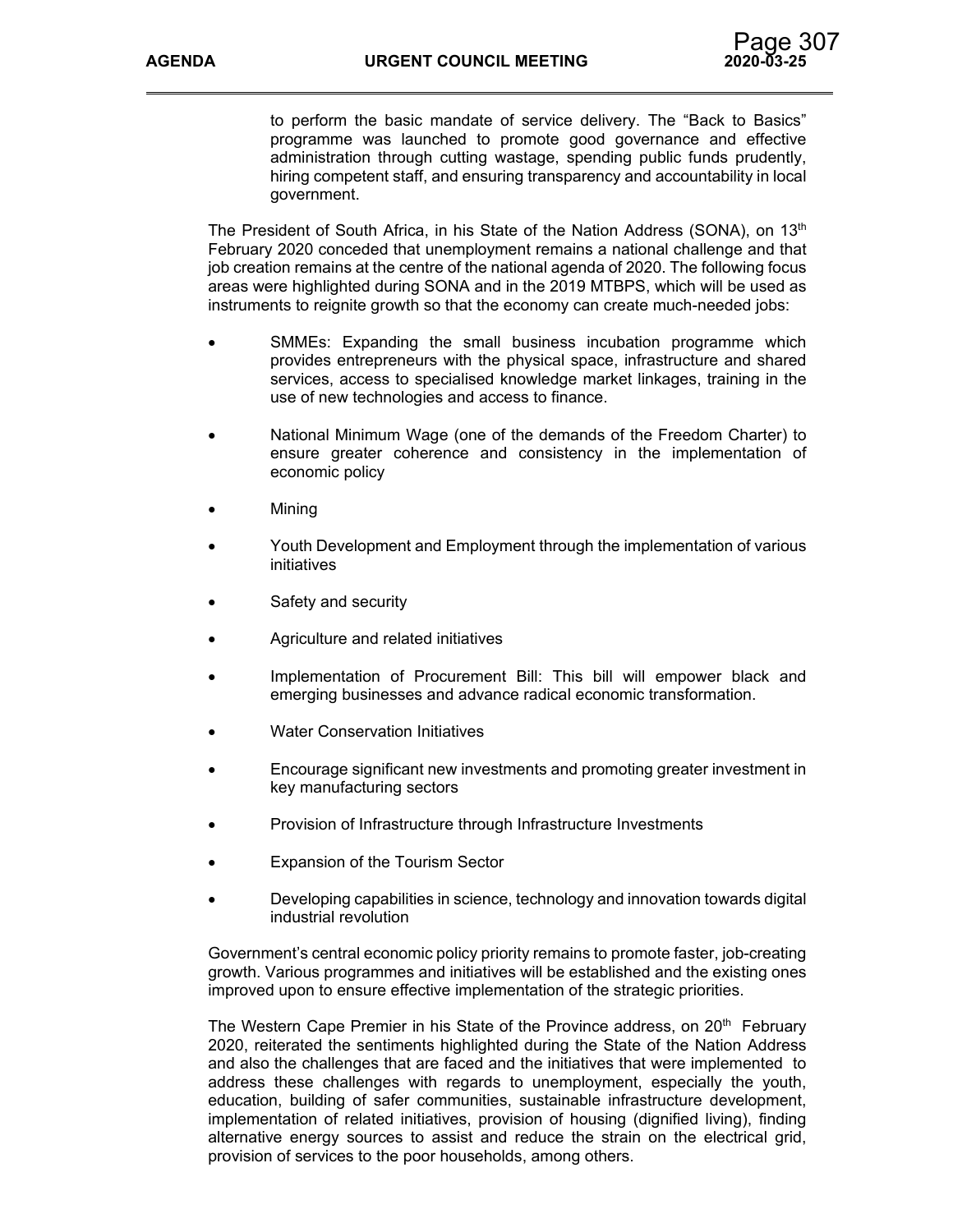to perform the basic mandate of service delivery. The "Back to Basics" programme was launched to promote good governance and effective administration through cutting wastage, spending public funds prudently, hiring competent staff, and ensuring transparency and accountability in local government.

The President of South Africa, in his State of the Nation Address (SONA), on 13th February 2020 conceded that unemployment remains a national challenge and that job creation remains at the centre of the national agenda of 2020. The following focus areas were highlighted during SONA and in the 2019 MTBPS, which will be used as instruments to reignite growth so that the economy can create much-needed jobs:

- SMMEs: Expanding the small business incubation programme which provides entrepreneurs with the physical space, infrastructure and shared services, access to specialised knowledge market linkages, training in the use of new technologies and access to finance.
- National Minimum Wage (one of the demands of the Freedom Charter) to ensure greater coherence and consistency in the implementation of economic policy
- Mining
- Youth Development and Employment through the implementation of various initiatives
- Safety and security
- Agriculture and related initiatives
- Implementation of Procurement Bill: This bill will empower black and emerging businesses and advance radical economic transformation.
- Water Conservation Initiatives
- Encourage significant new investments and promoting greater investment in key manufacturing sectors
- Provision of Infrastructure through Infrastructure Investments
- Expansion of the Tourism Sector
- Developing capabilities in science, technology and innovation towards digital industrial revolution

Government's central economic policy priority remains to promote faster, job-creating growth. Various programmes and initiatives will be established and the existing ones improved upon to ensure effective implementation of the strategic priorities.

The Western Cape Premier in his State of the Province address, on 20th February 2020, reiterated the sentiments highlighted during the State of the Nation Address and also the challenges that are faced and the initiatives that were implemented to address these challenges with regards to unemployment, especially the youth, education, building of safer communities, sustainable infrastructure development, implementation of related initiatives, provision of housing (dignified living), finding alternative energy sources to assist and reduce the strain on the electrical grid, provision of services to the poor households, among others.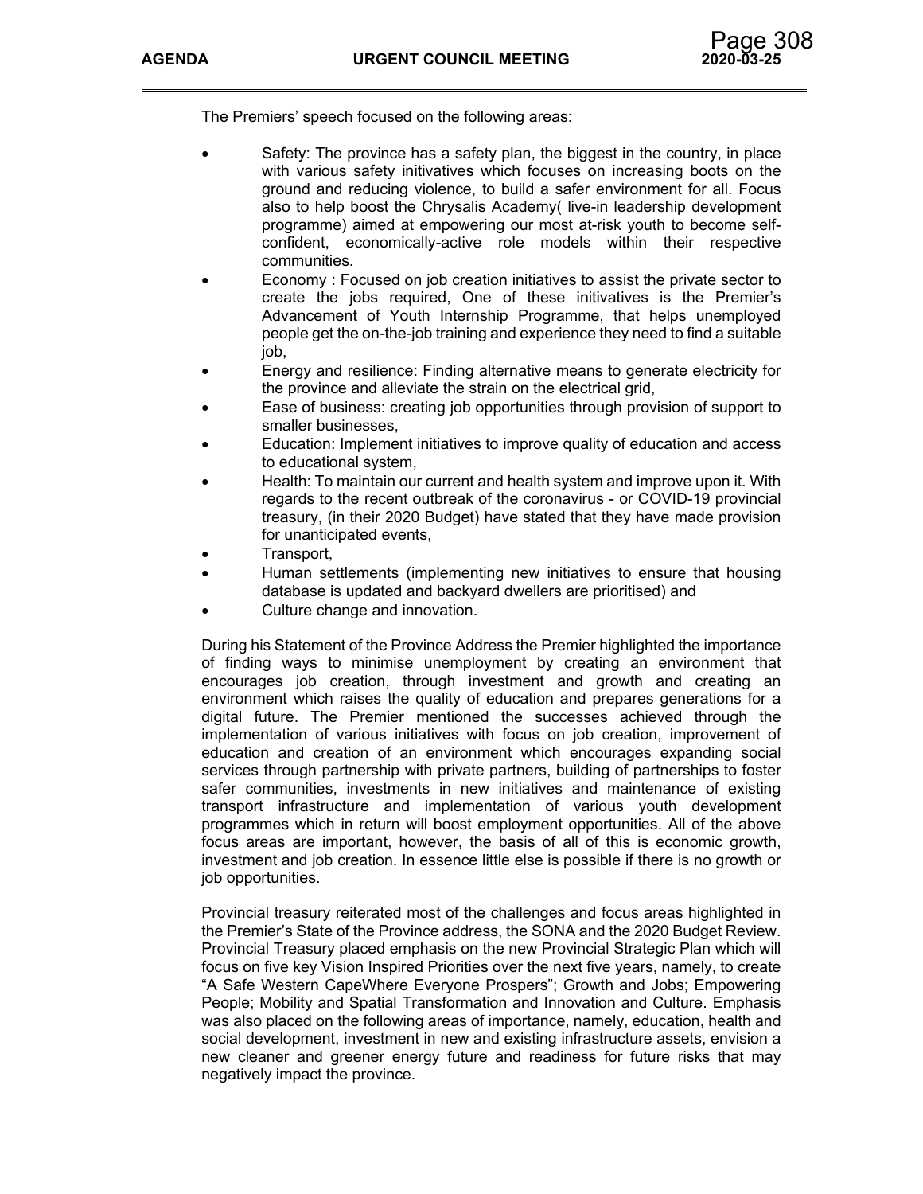The Premiers' speech focused on the following areas:

- Safety: The province has a safety plan, the biggest in the country, in place with various safety initivatives which focuses on increasing boots on the ground and reducing violence, to build a safer environment for all. Focus also to help boost the Chrysalis Academy( live-in leadership development programme) aimed at empowering our most at-risk youth to become self-confident, economically-active role models within their respective communities.
- Economy : Focused on job creation initiatives to assist the private sector to create the jobs required, One of these initivatives is the Premier's Advancement of Youth Internship Programme, that helps unemployed people get the on-the-job training and experience they need to find a suitable job,
- Energy and resilience: Finding alternative means to generate electricity for the province and alleviate the strain on the electrical grid,
- Ease of business: creating job opportunities through provision of support to smaller businesses,
- Education: Implement initiatives to improve quality of education and access to educational system,
- Health: To maintain our current and health system and improve upon it. With regards to the recent outbreak of the coronavirus - or COVID-19 provincial treasury, (in their 2020 Budget) have stated that they have made provision for unanticipated events,
- Transport,
- Human settlements (implementing new initiatives to ensure that housing database is updated and backyard dwellers are prioritised) and
- Culture change and innovation.

During his Statement of the Province Address the Premier highlighted the importance of finding ways to minimise unemployment by creating an environment that encourages job creation, through investment and growth and creating an environment which raises the quality of education and prepares generations for a digital future. The Premier mentioned the successes achieved through the implementation of various initiatives with focus on job creation, improvement of education and creation of an environment which encourages expanding social services through partnership with private partners, building of partnerships to foster safer communities, investments in new initiatives and maintenance of existing transport infrastructure and implementation of various youth development programmes which in return will boost employment opportunities. All of the above focus areas are important, however, the basis of all of this is economic growth, investment and job creation. In essence little else is possible if there is no growth or job opportunities.

Provincial treasury reiterated most of the challenges and focus areas highlighted in the Premier's State of the Province address, the SONA and the 2020 Budget Review. Provincial Treasury placed emphasis on the new Provincial Strategic Plan which will focus on five key Vision Inspired Priorities over the next five years, namely, to create "A Safe Western CapeWhere Everyone Prospers"; Growth and Jobs; Empowering People; Mobility and Spatial Transformation and Innovation and Culture. Emphasis was also placed on the following areas of importance, namely, education, health and social development, investment in new and existing infrastructure assets, envision a new cleaner and greener energy future and readiness for future risks that may negatively impact the province.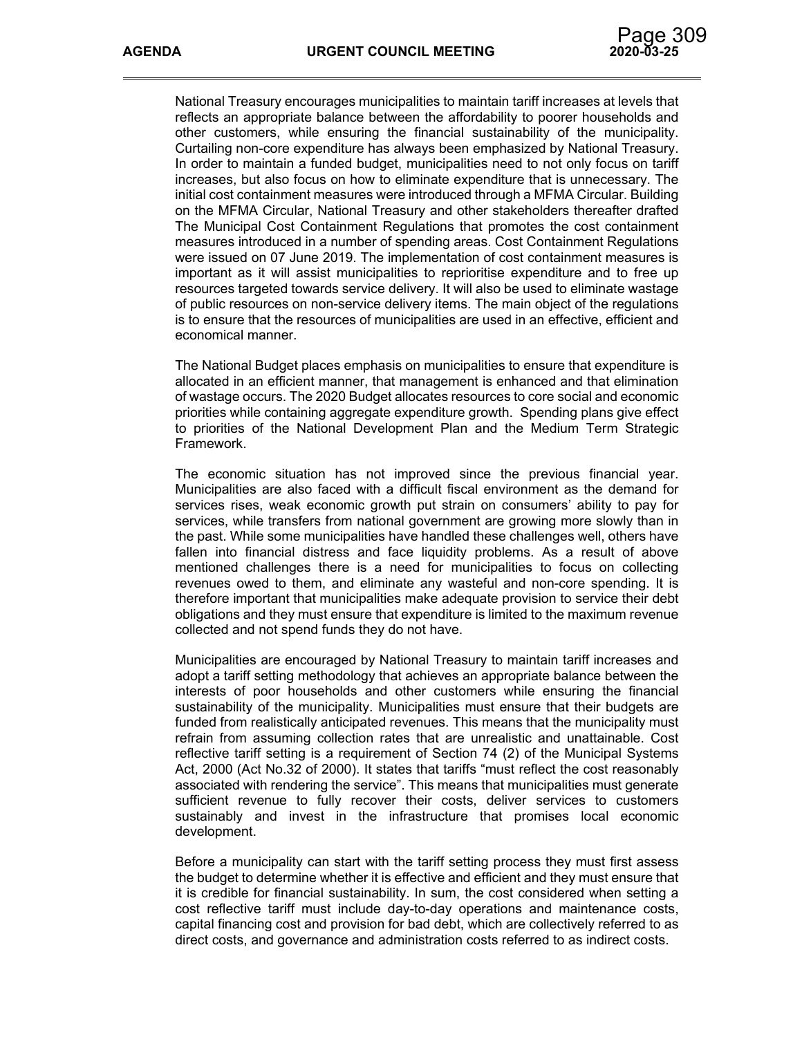National Treasury encourages municipalities to maintain tariff increases at levels that reflects an appropriate balance between the affordability to poorer households and other customers, while ensuring the financial sustainability of the municipality. Curtailing non-core expenditure has always been emphasized by National Treasury. In order to maintain a funded budget, municipalities need to not only focus on tariff increases, but also focus on how to eliminate expenditure that is unnecessary. The initial cost containment measures were introduced through a MFMA Circular. Building on the MFMA Circular, National Treasury and other stakeholders thereafter drafted The Municipal Cost Containment Regulations that promotes the cost containment measures introduced in a number of spending areas. Cost Containment Regulations were issued on 07 June 2019. The implementation of cost containment measures is important as it will assist municipalities to reprioritise expenditure and to free up resources targeted towards service delivery. It will also be used to eliminate wastage of public resources on non-service delivery items. The main object of the regulations is to ensure that the resources of municipalities are used in an effective, efficient and economical manner.

The National Budget places emphasis on municipalities to ensure that expenditure is allocated in an efficient manner, that management is enhanced and that elimination of wastage occurs. The 2020 Budget allocates resources to core social and economic priorities while containing aggregate expenditure growth. Spending plans give effect to priorities of the National Development Plan and the Medium Term Strategic Framework.

The economic situation has not improved since the previous financial year. Municipalities are also faced with a difficult fiscal environment as the demand for services rises, weak economic growth put strain on consumers' ability to pay for services, while transfers from national government are growing more slowly than in the past. While some municipalities have handled these challenges well, others have fallen into financial distress and face liquidity problems. As a result of above mentioned challenges there is a need for municipalities to focus on collecting revenues owed to them, and eliminate any wasteful and non-core spending. It is therefore important that municipalities make adequate provision to service their debt obligations and they must ensure that expenditure is limited to the maximum revenue collected and not spend funds they do not have.

Municipalities are encouraged by National Treasury to maintain tariff increases and adopt a tariff setting methodology that achieves an appropriate balance between the interests of poor households and other customers while ensuring the financial sustainability of the municipality. Municipalities must ensure that their budgets are funded from realistically anticipated revenues. This means that the municipality must refrain from assuming collection rates that are unrealistic and unattainable. Cost reflective tariff setting is a requirement of Section 74 (2) of the Municipal Systems Act, 2000 (Act No.32 of 2000). It states that tariffs "must reflect the cost reasonably associated with rendering the service". This means that municipalities must generate sufficient revenue to fully recover their costs, deliver services to customers sustainably and invest in the infrastructure that promises local economic development.

Before a municipality can start with the tariff setting process they must first assess the budget to determine whether it is effective and efficient and they must ensure that it is credible for financial sustainability. In sum, the cost considered when setting a cost reflective tariff must include day-to-day operations and maintenance costs, capital financing cost and provision for bad debt, which are collectively referred to as direct costs, and governance and administration costs referred to as indirect costs.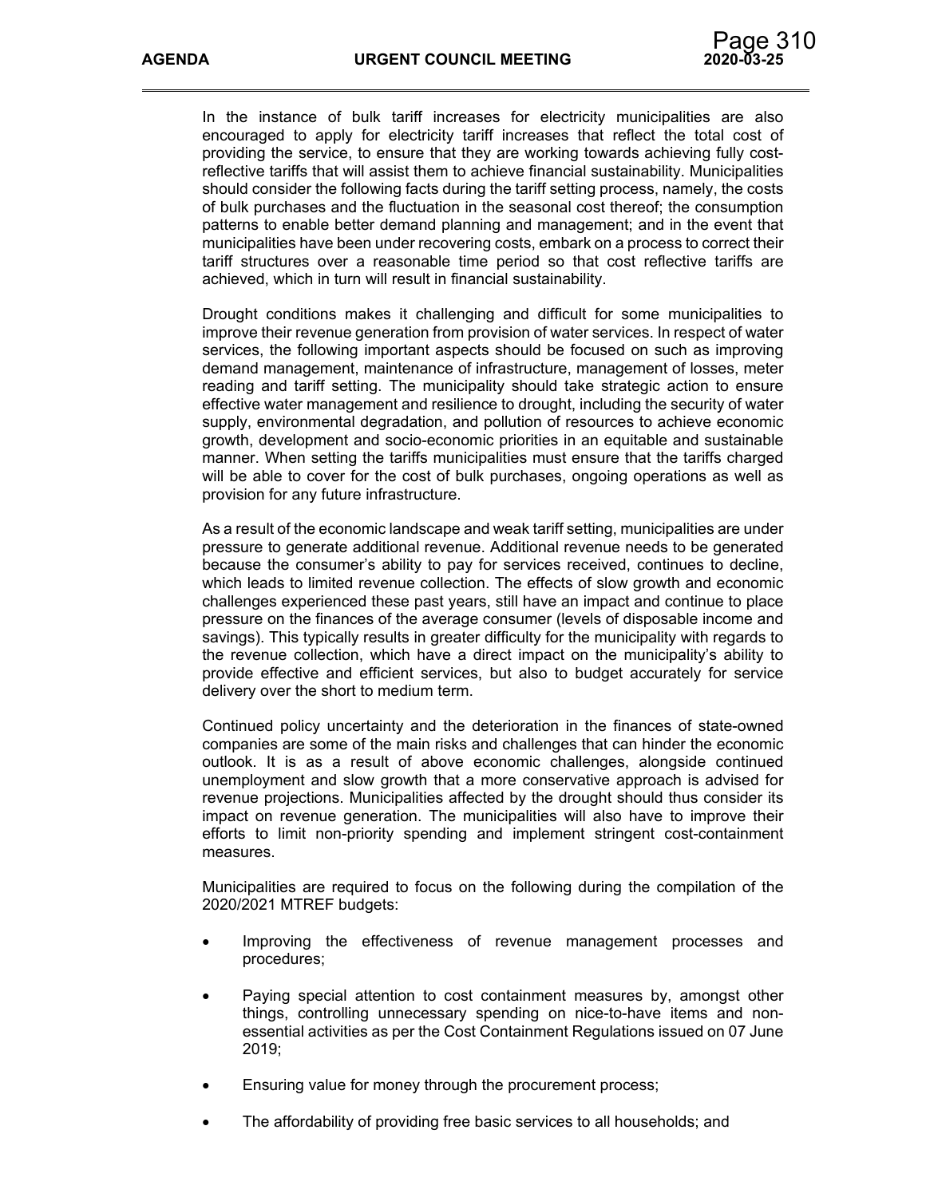In the instance of bulk tariff increases for electricity municipalities are also encouraged to apply for electricity tariff increases that reflect the total cost of providing the service, to ensure that they are working towards achieving fully cost-reflective tariffs that will assist them to achieve financial sustainability. Municipalities should consider the following facts during the tariff setting process, namely, the costs of bulk purchases and the fluctuation in the seasonal cost thereof; the consumption patterns to enable better demand planning and management; and in the event that municipalities have been under recovering costs, embark on a process to correct their tariff structures over a reasonable time period so that cost reflective tariffs are achieved, which in turn will result in financial sustainability.

Drought conditions makes it challenging and difficult for some municipalities to improve their revenue generation from provision of water services. In respect of water services, the following important aspects should be focused on such as improving demand management, maintenance of infrastructure, management of losses, meter reading and tariff setting. The municipality should take strategic action to ensure effective water management and resilience to drought, including the security of water supply, environmental degradation, and pollution of resources to achieve economic growth, development and socio-economic priorities in an equitable and sustainable manner. When setting the tariffs municipalities must ensure that the tariffs charged will be able to cover for the cost of bulk purchases, ongoing operations as well as provision for any future infrastructure.

As a result of the economic landscape and weak tariff setting, municipalities are under pressure to generate additional revenue. Additional revenue needs to be generated because the consumer's ability to pay for services received, continues to decline, which leads to limited revenue collection. The effects of slow growth and economic challenges experienced these past years, still have an impact and continue to place pressure on the finances of the average consumer (levels of disposable income and savings). This typically results in greater difficulty for the municipality with regards to the revenue collection, which have a direct impact on the municipality's ability to provide effective and efficient services, but also to budget accurately for service delivery over the short to medium term.

Continued policy uncertainty and the deterioration in the finances of state-owned companies are some of the main risks and challenges that can hinder the economic outlook. It is as a result of above economic challenges, alongside continued unemployment and slow growth that a more conservative approach is advised for revenue projections. Municipalities affected by the drought should thus consider its impact on revenue generation. The municipalities will also have to improve their efforts to limit non-priority spending and implement stringent cost-containment measures.

Municipalities are required to focus on the following during the compilation of the 2020/2021 MTREF budgets:

- Improving the effectiveness of revenue management processes and procedures;
- Paying special attention to cost containment measures by, amongst other things, controlling unnecessary spending on nice-to-have items and non-essential activities as per the Cost Containment Regulations issued on 07 June 2019;
- Ensuring value for money through the procurement process;
- The affordability of providing free basic services to all households; and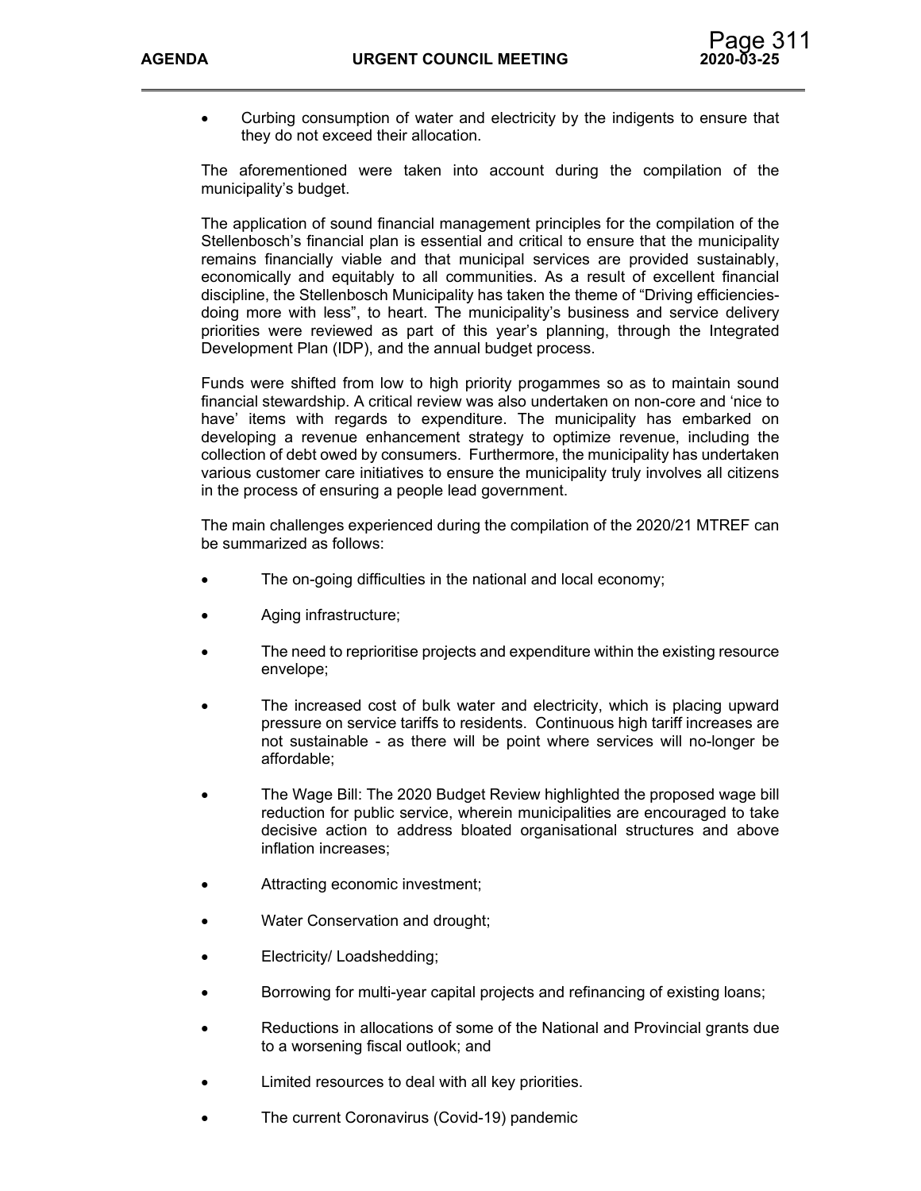- Curbing consumption of water and electricity by the indigents to ensure that they do not exceed their allocation.

The aforementioned were taken into account during the compilation of the municipality's budget.

The application of sound financial management principles for the compilation of the Stellenbosch's financial plan is essential and critical to ensure that the municipality remains financially viable and that municipal services are provided sustainably, economically and equitably to all communities. As a result of excellent financial discipline, the Stellenbosch Municipality has taken the theme of "Driving efficiencies-doing more with less", to heart. The municipality's business and service delivery priorities were reviewed as part of this year's planning, through the Integrated Development Plan (IDP), and the annual budget process.

Funds were shifted from low to high priority progammes so as to maintain sound financial stewardship. A critical review was also undertaken on non-core and 'nice to have' items with regards to expenditure. The municipality has embarked on developing a revenue enhancement strategy to optimize revenue, including the collection of debt owed by consumers. Furthermore, the municipality has undertaken various customer care initiatives to ensure the municipality truly involves all citizens in the process of ensuring a people lead government.

The main challenges experienced during the compilation of the 2020/21 MTREF can be summarized as follows:

- The on-going difficulties in the national and local economy;
- Aging infrastructure;
- The need to reprioritise projects and expenditure within the existing resource envelope;
- The increased cost of bulk water and electricity, which is placing upward pressure on service tariffs to residents. Continuous high tariff increases are not sustainable - as there will be point where services will no-longer be affordable;
- The Wage Bill: The 2020 Budget Review highlighted the proposed wage bill reduction for public service, wherein municipalities are encouraged to take decisive action to address bloated organisational structures and above inflation increases;
- Attracting economic investment;
- Water Conservation and drought;
- Electricity/ Loadshedding;
- Borrowing for multi-year capital projects and refinancing of existing loans;
- Reductions in allocations of some of the National and Provincial grants due to a worsening fiscal outlook; and
- Limited resources to deal with all key priorities.
- The current Coronavirus (Covid-19) pandemic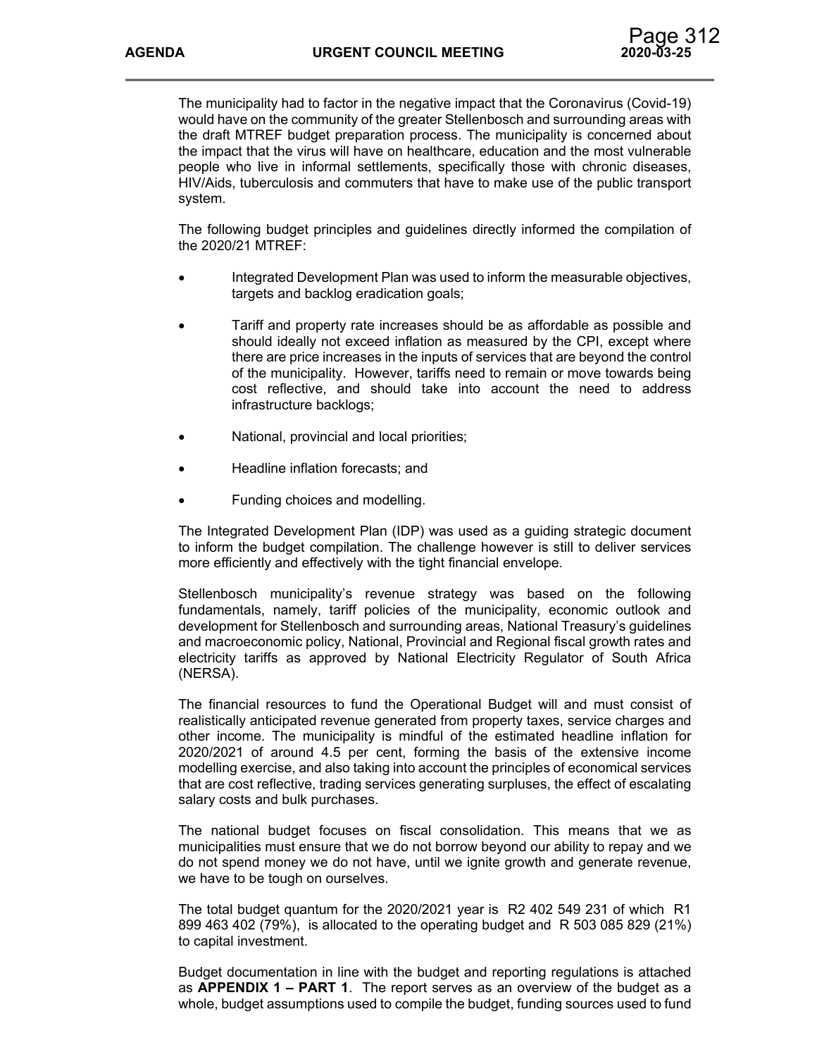The municipality had to factor in the negative impact that the Coronavirus (Covid-19) would have on the community of the greater Stellenbosch and surrounding areas with the draft MTREF budget preparation process. The municipality is concerned about the impact that the virus will have on healthcare, education and the most vulnerable people who live in informal settlements, specifically those with chronic diseases, HIV/Aids, tuberculosis and commuters that have to make use of the public transport system.

The following budget principles and guidelines directly informed the compilation of the 2020/21 MTREF:

- Integrated Development Plan was used to inform the measurable objectives, targets and backlog eradication goals;
- Tariff and property rate increases should be as affordable as possible and should ideally not exceed inflation as measured by the CPI, except where there are price increases in the inputs of services that are beyond the control of the municipality. However, tariffs need to remain or move towards being cost reflective, and should take into account the need to address infrastructure backlogs;
- National, provincial and local priorities;
- Headline inflation forecasts; and
- Funding choices and modelling.

The Integrated Development Plan (IDP) was used as a guiding strategic document to inform the budget compilation. The challenge however is still to deliver services more efficiently and effectively with the tight financial envelope.

Stellenbosch municipality's revenue strategy was based on the following fundamentals, namely, tariff policies of the municipality, economic outlook and development for Stellenbosch and surrounding areas, National Treasury's guidelines and macroeconomic policy, National, Provincial and Regional fiscal growth rates and electricity tariffs as approved by National Electricity Regulator of South Africa (NERSA).

The financial resources to fund the Operational Budget will and must consist of realistically anticipated revenue generated from property taxes, service charges and other income. The municipality is mindful of the estimated headline inflation for 2020/2021 of around 4.5 per cent, forming the basis of the extensive income modelling exercise, and also taking into account the principles of economical services that are cost reflective, trading services generating surpluses, the effect of escalating salary costs and bulk purchases.

The national budget focuses on fiscal consolidation. This means that we as municipalities must ensure that we do not borrow beyond our ability to repay and we do not spend money we do not have, until we ignite growth and generate revenue, we have to be tough on ourselves.

The total budget quantum for the 2020/2021 year is R2 402 549 231 of which R1 899 463 402 (79%), is allocated to the operating budget and R 503 085 829 (21%) to capital investment.

Budget documentation in line with the budget and reporting regulations is attached as **APPENDIX 1 – PART 1**. The report serves as an overview of the budget as a whole, budget assumptions used to compile the budget, funding sources used to fund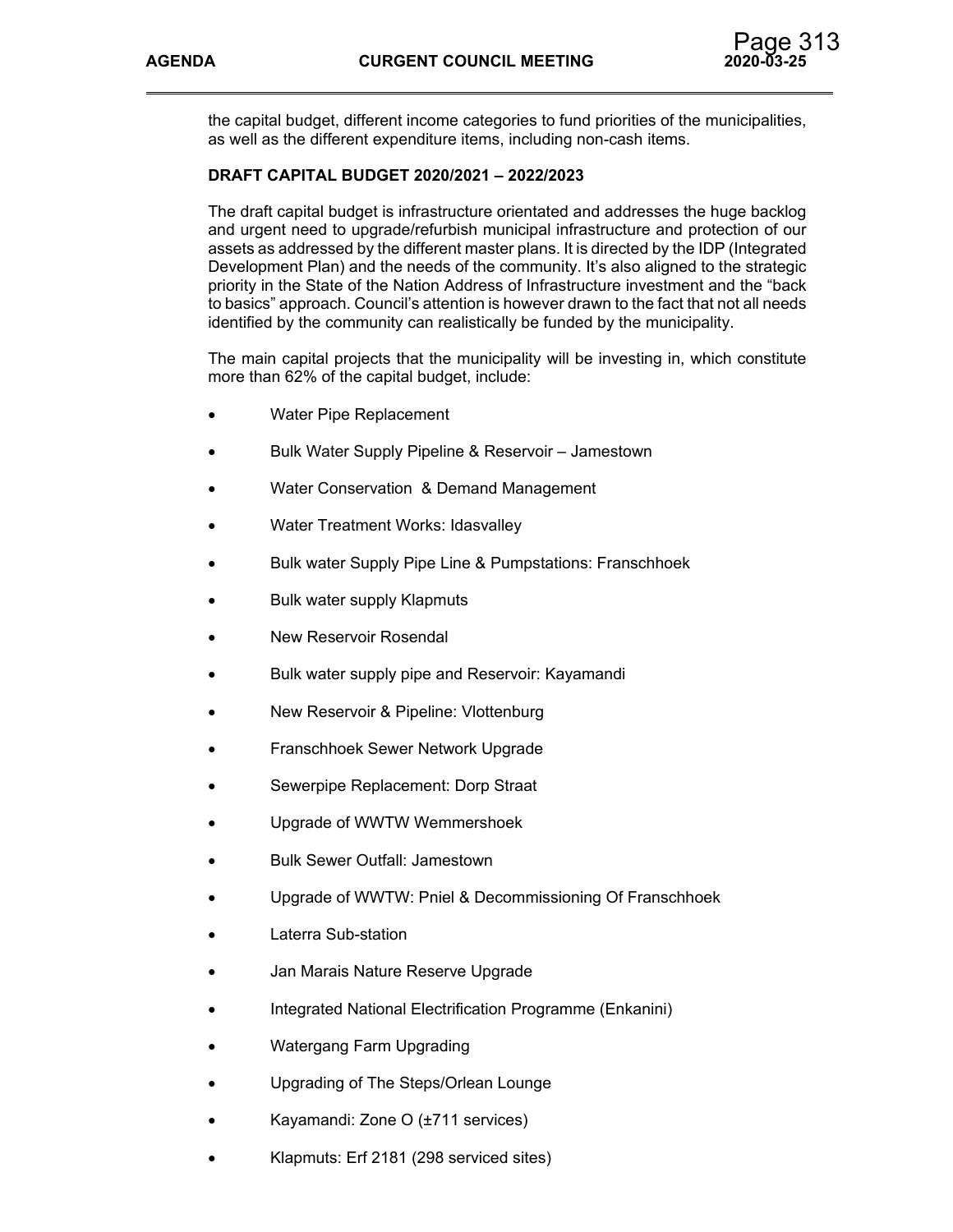the capital budget, different income categories to fund priorities of the municipalities, as well as the different expenditure items, including non-cash items.

**DRAFT CAPITAL BUDGET 2020/2021 – 2022/2023**

The draft capital budget is infrastructure orientated and addresses the huge backlog and urgent need to upgrade/refurbish municipal infrastructure and protection of our assets as addressed by the different master plans. It is directed by the IDP (Integrated Development Plan) and the needs of the community. It's also aligned to the strategic priority in the State of the Nation Address of Infrastructure investment and the "back to basics" approach. Council's attention is however drawn to the fact that not all needs identified by the community can realistically be funded by the municipality.

The main capital projects that the municipality will be investing in, which constitute more than 62% of the capital budget, include:

- Water Pipe Replacement
- Bulk Water Supply Pipeline & Reservoir – Jamestown
- Water Conservation & Demand Management
- Water Treatment Works: Idasvalley
- Bulk water Supply Pipe Line & Pumpstations: Franschhoek
- Bulk water supply Klapmuts
- New Reservoir Rosendal
- Bulk water supply pipe and Reservoir: Kayamandi
- New Reservoir & Pipeline: Vlottenburg
- Franschhoek Sewer Network Upgrade
- Sewerpipe Replacement: Dorp Straat
- Upgrade of WWTW Wemmershoek
- Bulk Sewer Outfall: Jamestown
- Upgrade of WWTW: Pniel & Decommissioning Of Franschhoek
- Laterra Sub-station
- Jan Marais Nature Reserve Upgrade
- Integrated National Electrification Programme (Enkanini)
- Watergang Farm Upgrading
- Upgrading of The Steps/Orlean Lounge
- Kayamandi: Zone O (±711 services)
- Klapmuts: Erf 2181 (298 serviced sites)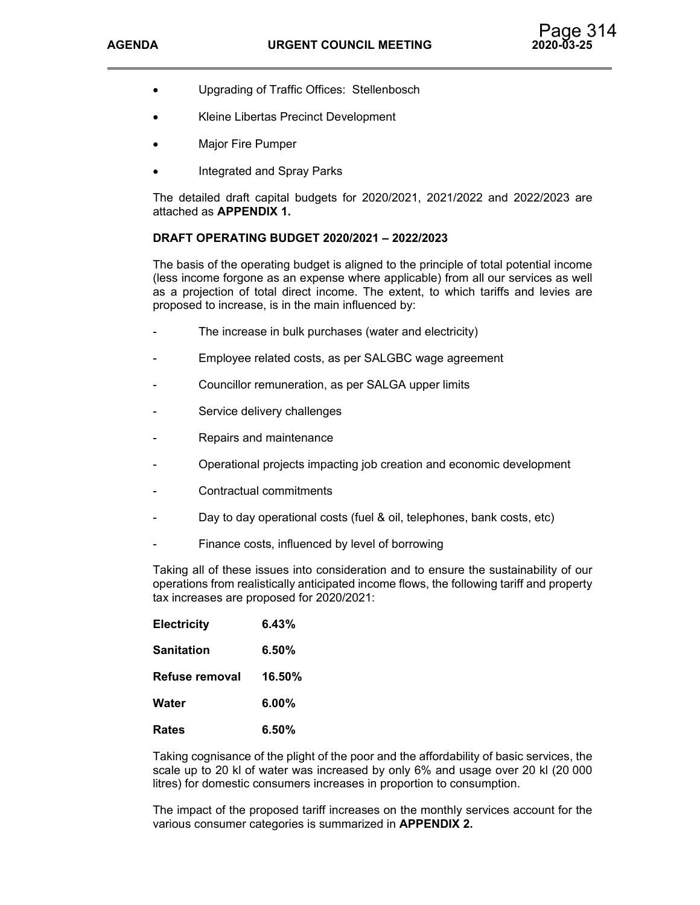- Upgrading of Traffic Offices: Stellenbosch
- Kleine Libertas Precinct Development
- Major Fire Pumper
- Integrated and Spray Parks

The detailed draft capital budgets for 2020/2021, 2021/2022 and 2022/2023 are attached as **APPENDIX 1.**

**DRAFT OPERATING BUDGET 2020/2021 – 2022/2023**

The basis of the operating budget is aligned to the principle of total potential income (less income forgone as an expense where applicable) from all our services as well as a projection of total direct income. The extent, to which tariffs and levies are proposed to increase, is in the main influenced by:

- The increase in bulk purchases (water and electricity)
- Employee related costs, as per SALGBC wage agreement
- Councillor remuneration, as per SALGA upper limits
- Service delivery challenges
- Repairs and maintenance
- Operational projects impacting job creation and economic development
- Contractual commitments
- Day to day operational costs (fuel & oil, telephones, bank costs, etc)
- Finance costs, influenced by level of borrowing

Taking all of these issues into consideration and to ensure the sustainability of our operations from realistically anticipated income flows, the following tariff and property tax increases are proposed for 2020/2021:

| | |
|---|---|
| **Electricity** | **6.43%** |
| **Sanitation** | **6.50%** |
| **Refuse removal** | **16.50%** |
| **Water** | **6.00%** |
| **Rates** | **6.50%** |

Taking cognisance of the plight of the poor and the affordability of basic services, the scale up to 20 kl of water was increased by only 6% and usage over 20 kl (20 000 litres) for domestic consumers increases in proportion to consumption.

The impact of the proposed tariff increases on the monthly services account for the various consumer categories is summarized in **APPENDIX 2.**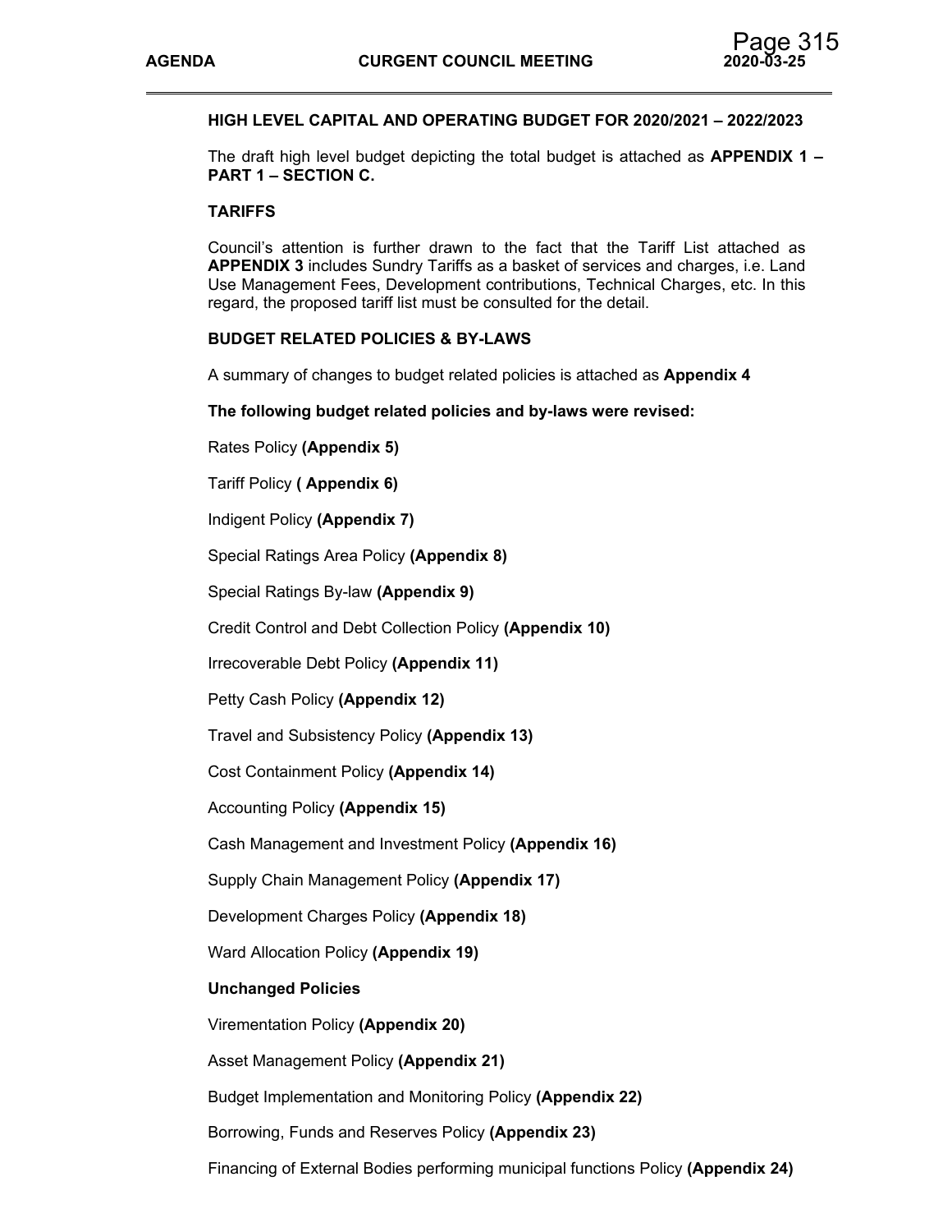**HIGH LEVEL CAPITAL AND OPERATING BUDGET FOR 2020/2021 – 2022/2023**

The draft high level budget depicting the total budget is attached as **APPENDIX 1 – PART 1 – SECTION C.**

**TARIFFS**

Council's attention is further drawn to the fact that the Tariff List attached as **APPENDIX 3** includes Sundry Tariffs as a basket of services and charges, i.e. Land Use Management Fees, Development contributions, Technical Charges, etc. In this regard, the proposed tariff list must be consulted for the detail.

**BUDGET RELATED POLICIES & BY-LAWS**

A summary of changes to budget related policies is attached as **Appendix 4**

**The following budget related policies and by-laws were revised:**

Rates Policy **(Appendix 5)**

Tariff Policy **( Appendix 6)**

Indigent Policy **(Appendix 7)**

Special Ratings Area Policy **(Appendix 8)**

Special Ratings By-law **(Appendix 9)**

Credit Control and Debt Collection Policy **(Appendix 10)**

Irrecoverable Debt Policy **(Appendix 11)**

Petty Cash Policy **(Appendix 12)**

Travel and Subsistency Policy **(Appendix 13)**

Cost Containment Policy **(Appendix 14)**

Accounting Policy **(Appendix 15)**

Cash Management and Investment Policy **(Appendix 16)**

Supply Chain Management Policy **(Appendix 17)**

Development Charges Policy **(Appendix 18)**

Ward Allocation Policy **(Appendix 19)**

**Unchanged Policies**

Virementation Policy **(Appendix 20)**

Asset Management Policy **(Appendix 21)**

Budget Implementation and Monitoring Policy **(Appendix 22)**

Borrowing, Funds and Reserves Policy **(Appendix 23)**

Financing of External Bodies performing municipal functions Policy **(Appendix 24)**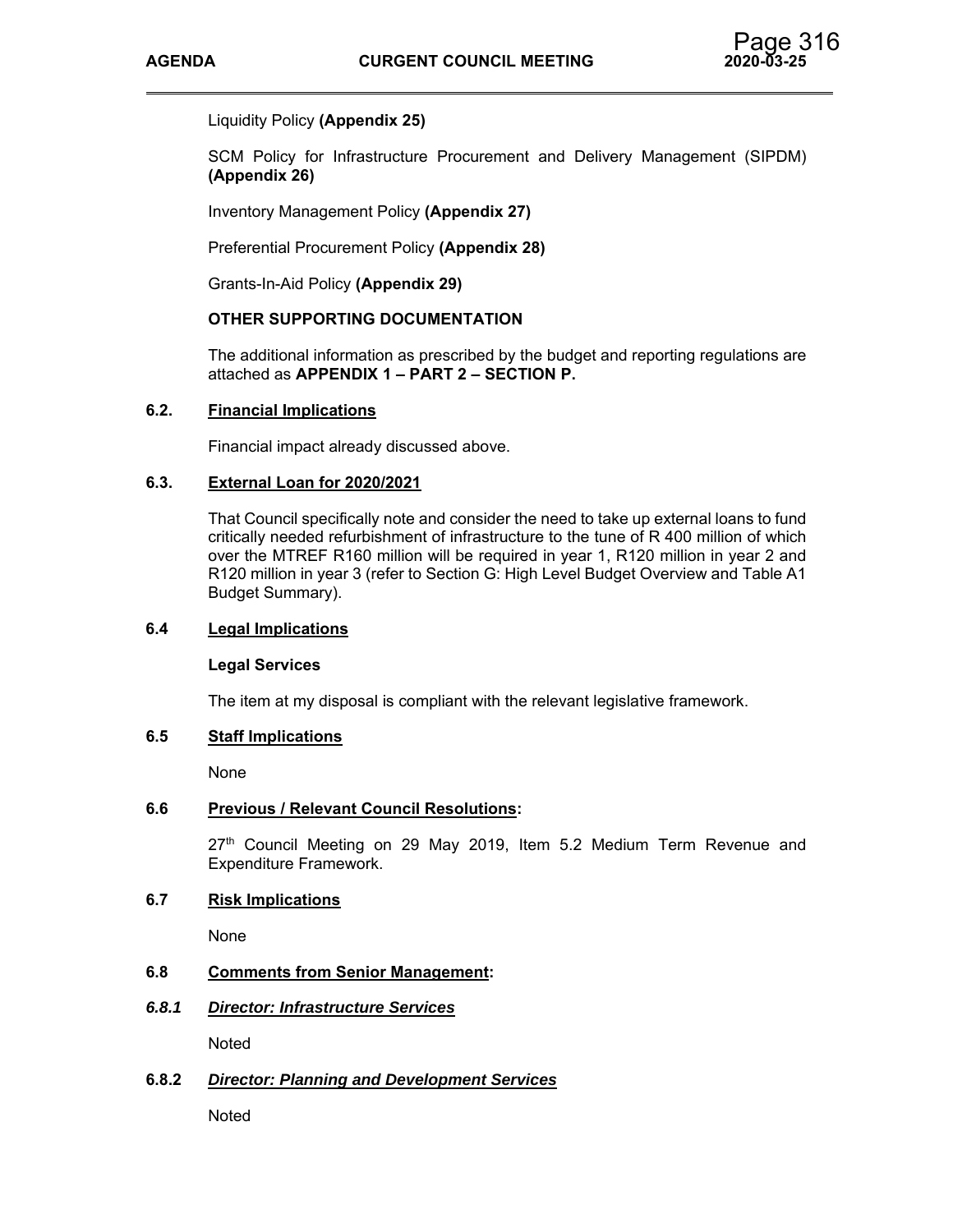Liquidity Policy **(Appendix 25)**

SCM Policy for Infrastructure Procurement and Delivery Management (SIPDM) **(Appendix 26)**

Inventory Management Policy **(Appendix 27)**

Preferential Procurement Policy **(Appendix 28)**

Grants-In-Aid Policy **(Appendix 29)**

**OTHER SUPPORTING DOCUMENTATION**

The additional information as prescribed by the budget and reporting regulations are attached as **APPENDIX 1 – PART 2 – SECTION P.**

## 6.2. Financial Implications

Financial impact already discussed above.

## 6.3. External Loan for 2020/2021

That Council specifically note and consider the need to take up external loans to fund critically needed refurbishment of infrastructure to the tune of R 400 million of which over the MTREF R160 million will be required in year 1, R120 million in year 2 and R120 million in year 3 (refer to Section G: High Level Budget Overview and Table A1 Budget Summary).

## 6.4 Legal Implications

**Legal Services**

The item at my disposal is compliant with the relevant legislative framework.

## 6.5 Staff Implications

None

## 6.6 Previous / Relevant Council Resolutions:

27th Council Meeting on 29 May 2019, Item 5.2 Medium Term Revenue and Expenditure Framework.

## 6.7 Risk Implications

None

## 6.8 Comments from Senior Management:

### *6.8.1 Director: Infrastructure Services*

Noted

### *6.8.2 Director: Planning and Development Services*

Noted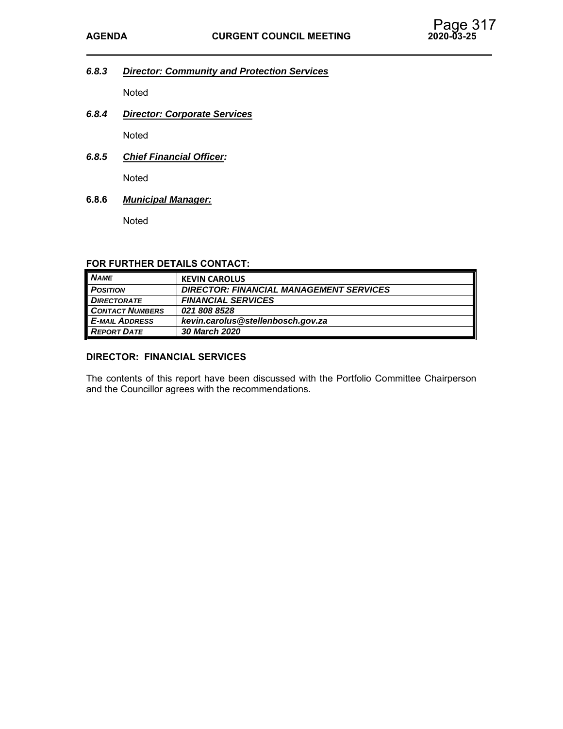### *6.8.3 Director: Community and Protection Services*

Noted

### *6.8.4 Director: Corporate Services*

Noted

### *6.8.5 Chief Financial Officer:*

Noted

### 6.8.6 *Municipal Manager:*

Noted

**FOR FURTHER DETAILS CONTACT:**

| | |
|---|---|
| *NAME* | **KEVIN CAROLUS** |
| *POSITION* | ***DIRECTOR: FINANCIAL MANAGEMENT SERVICES*** |
| *DIRECTORATE* | ***FINANCIAL SERVICES*** |
| *CONTACT NUMBERS* | ***021 808 8528*** |
| *E-MAIL ADDRESS* | ***kevin.carolus@stellenbosch.gov.za*** |
| *REPORT DATE* | ***30 March 2020*** |

**DIRECTOR: FINANCIAL SERVICES**

The contents of this report have been discussed with the Portfolio Committee Chairperson and the Councillor agrees with the recommendations.